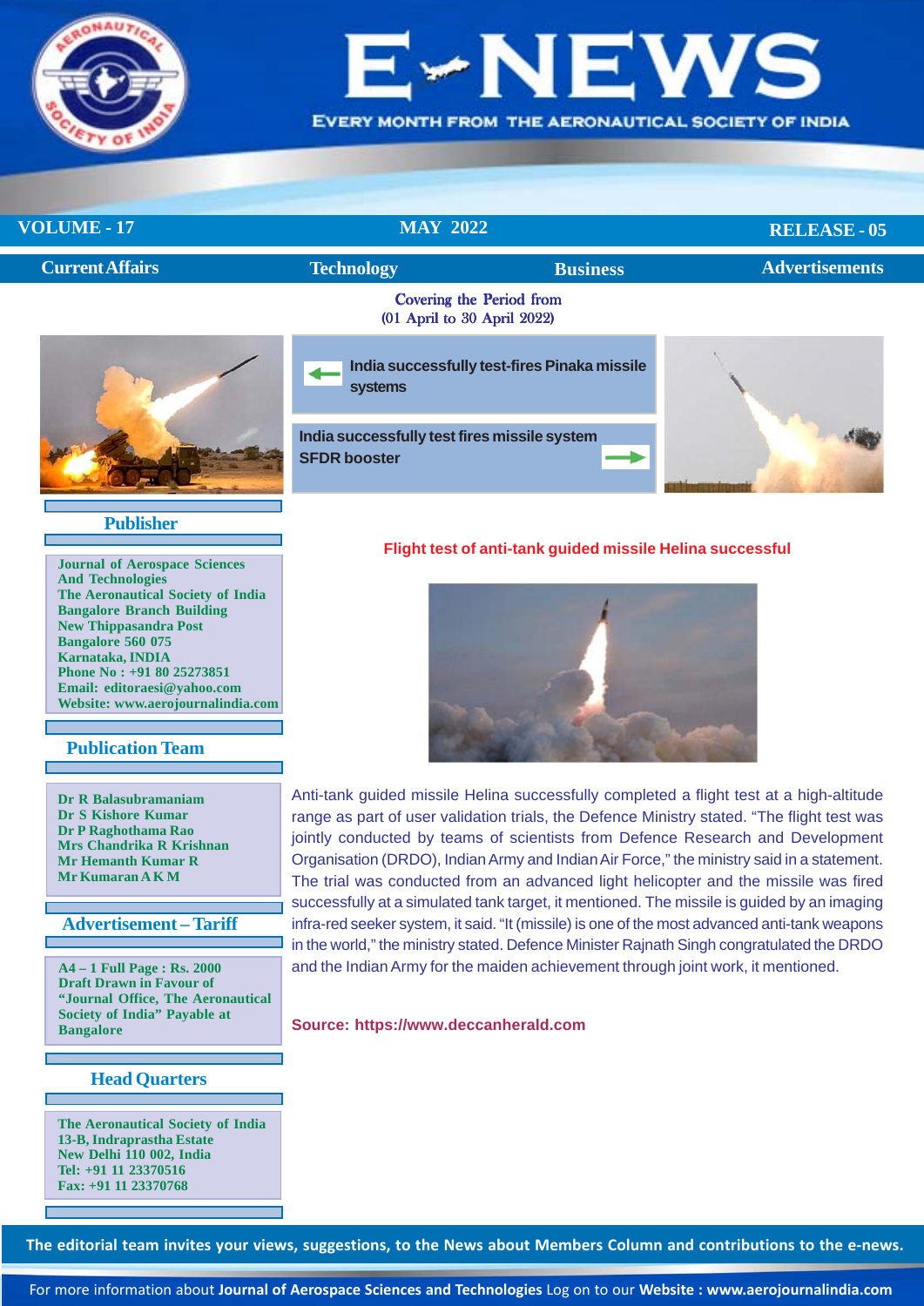# E-NEWS

EVERY MONTH FROM THE AERONAUTICAL SOCIETY OF INDIA

**VOLUME - 17** | **MAY 2022** | **RELEASE - 05**

**Current Affairs** | **Technology** | **Business** | **Advertisements**

Covering the Period from
(01 April to 30 April 2022)

**India successfully test-fires Pinaka missile systems**

**India successfully test fires missile system SFDR booster**

## Publisher

**Journal of Aerospace Sciences And Technologies**
**The Aeronautical Society of India**
**Bangalore Branch Building**
**New Thippasandra Post**
**Bangalore 560 075**
**Karnataka, INDIA**
**Phone No : +91 80 25273851**
**Email: editoraesi@yahoo.com**
**Website: www.aerojournalindia.com**

## Publication Team

**Dr R Balasubramaniam**
**Dr S Kishore Kumar**
**Dr P Raghothama Rao**
**Mrs Chandrika R Krishnan**
**Mr Hemanth Kumar R**
**Mr Kumaran A K M**

## Advertisement – Tariff

**A4 – 1 Full Page : Rs. 2000**
**Draft Drawn in Favour of "Journal Office, The Aeronautical Society of India" Payable at Bangalore**

## Head Quarters

**The Aeronautical Society of India**
**13-B, Indraprastha Estate**
**New Delhi 110 002, India**
**Tel: +91 11 23370516**
**Fax: +91 11 23370768**

## Flight test of anti-tank guided missile Helina successful

Anti-tank guided missile Helina successfully completed a flight test at a high-altitude range as part of user validation trials, the Defence Ministry stated. "The flight test was jointly conducted by teams of scientists from Defence Research and Development Organisation (DRDO), Indian Army and Indian Air Force," the ministry said in a statement. The trial was conducted from an advanced light helicopter and the missile was fired successfully at a simulated tank target, it mentioned. The missile is guided by an imaging infra-red seeker system, it said. "It (missile) is one of the most advanced anti-tank weapons in the world," the ministry stated. Defence Minister Rajnath Singh congratulated the DRDO and the Indian Army for the maiden achievement through joint work, it mentioned.

**Source: https://www.deccanherald.com**

**The editorial team invites your views, suggestions, to the News about Members Column and contributions to the e-news.**

For more information about **Journal of Aerospace Sciences and Technologies** Log on to our **Website : www.aerojournalindia.com**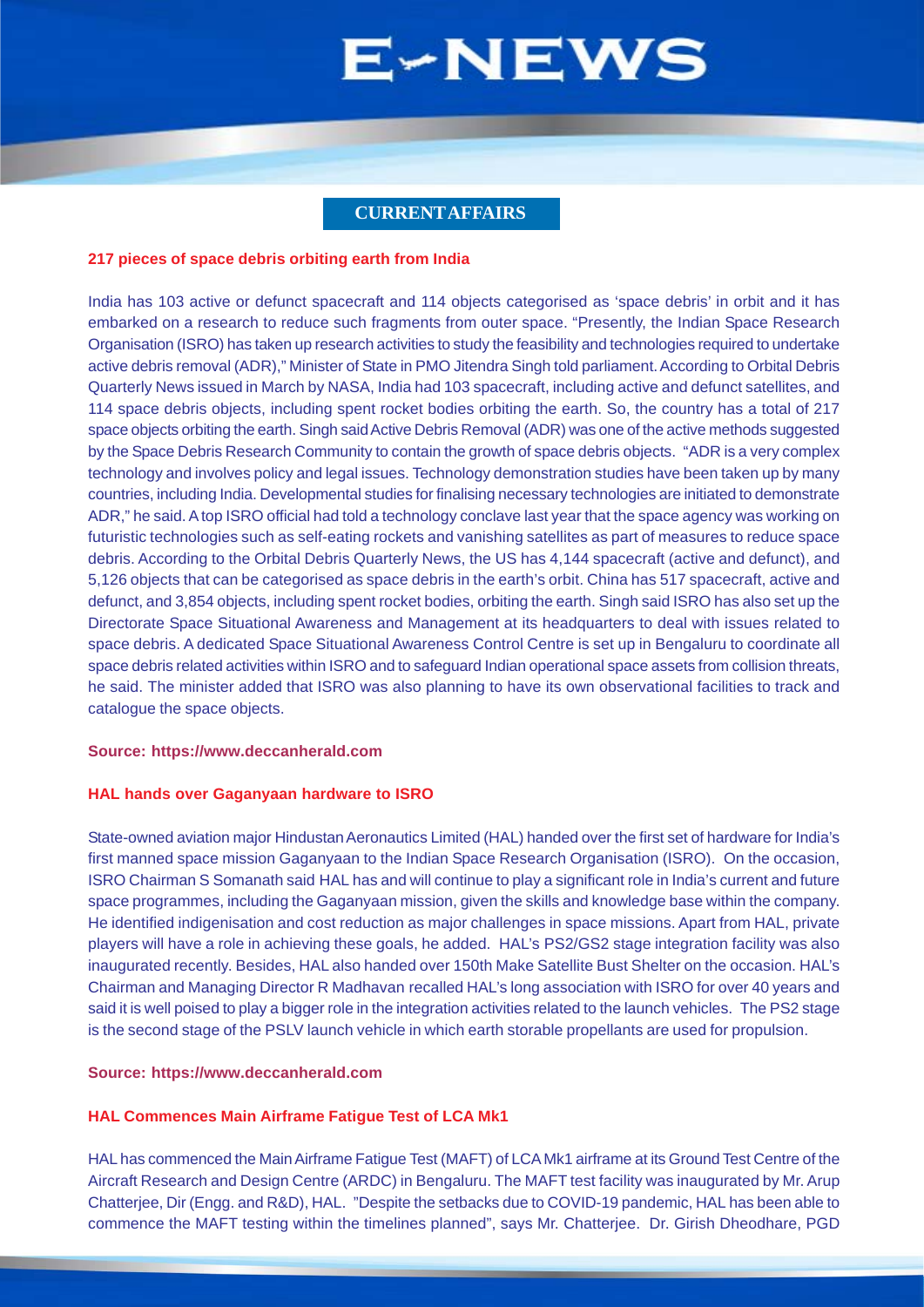## CURRENT AFFAIRS

### 217 pieces of space debris orbiting earth from India

India has 103 active or defunct spacecraft and 114 objects categorised as 'space debris' in orbit and it has embarked on a research to reduce such fragments from outer space. "Presently, the Indian Space Research Organisation (ISRO) has taken up research activities to study the feasibility and technologies required to undertake active debris removal (ADR)," Minister of State in PMO Jitendra Singh told parliament. According to Orbital Debris Quarterly News issued in March by NASA, India had 103 spacecraft, including active and defunct satellites, and 114 space debris objects, including spent rocket bodies orbiting the earth. So, the country has a total of 217 space objects orbiting the earth. Singh said Active Debris Removal (ADR) was one of the active methods suggested by the Space Debris Research Community to contain the growth of space debris objects. "ADR is a very complex technology and involves policy and legal issues. Technology demonstration studies have been taken up by many countries, including India. Developmental studies for finalising necessary technologies are initiated to demonstrate ADR," he said. A top ISRO official had told a technology conclave last year that the space agency was working on futuristic technologies such as self-eating rockets and vanishing satellites as part of measures to reduce space debris. According to the Orbital Debris Quarterly News, the US has 4,144 spacecraft (active and defunct), and 5,126 objects that can be categorised as space debris in the earth's orbit. China has 517 spacecraft, active and defunct, and 3,854 objects, including spent rocket bodies, orbiting the earth. Singh said ISRO has also set up the Directorate Space Situational Awareness and Management at its headquarters to deal with issues related to space debris. A dedicated Space Situational Awareness Control Centre is set up in Bengaluru to coordinate all space debris related activities within ISRO and to safeguard Indian operational space assets from collision threats, he said. The minister added that ISRO was also planning to have its own observational facilities to track and catalogue the space objects.

**Source: https://www.deccanherald.com**

### HAL hands over Gaganyaan hardware to ISRO

State-owned aviation major Hindustan Aeronautics Limited (HAL) handed over the first set of hardware for India's first manned space mission Gaganyaan to the Indian Space Research Organisation (ISRO). On the occasion, ISRO Chairman S Somanath said HAL has and will continue to play a significant role in India's current and future space programmes, including the Gaganyaan mission, given the skills and knowledge base within the company. He identified indigenisation and cost reduction as major challenges in space missions. Apart from HAL, private players will have a role in achieving these goals, he added. HAL's PS2/GS2 stage integration facility was also inaugurated recently. Besides, HAL also handed over 150th Make Satellite Bust Shelter on the occasion. HAL's Chairman and Managing Director R Madhavan recalled HAL's long association with ISRO for over 40 years and said it is well poised to play a bigger role in the integration activities related to the launch vehicles. The PS2 stage is the second stage of the PSLV launch vehicle in which earth storable propellants are used for propulsion.

**Source: https://www.deccanherald.com**

### HAL Commences Main Airframe Fatigue Test of LCA Mk1

HAL has commenced the Main Airframe Fatigue Test (MAFT) of LCA Mk1 airframe at its Ground Test Centre of the Aircraft Research and Design Centre (ARDC) in Bengaluru. The MAFT test facility was inaugurated by Mr. Arup Chatterjee, Dir (Engg. and R&D), HAL. "Despite the setbacks due to COVID-19 pandemic, HAL has been able to commence the MAFT testing within the timelines planned", says Mr. Chatterjee. Dr. Girish Dheodhare, PGD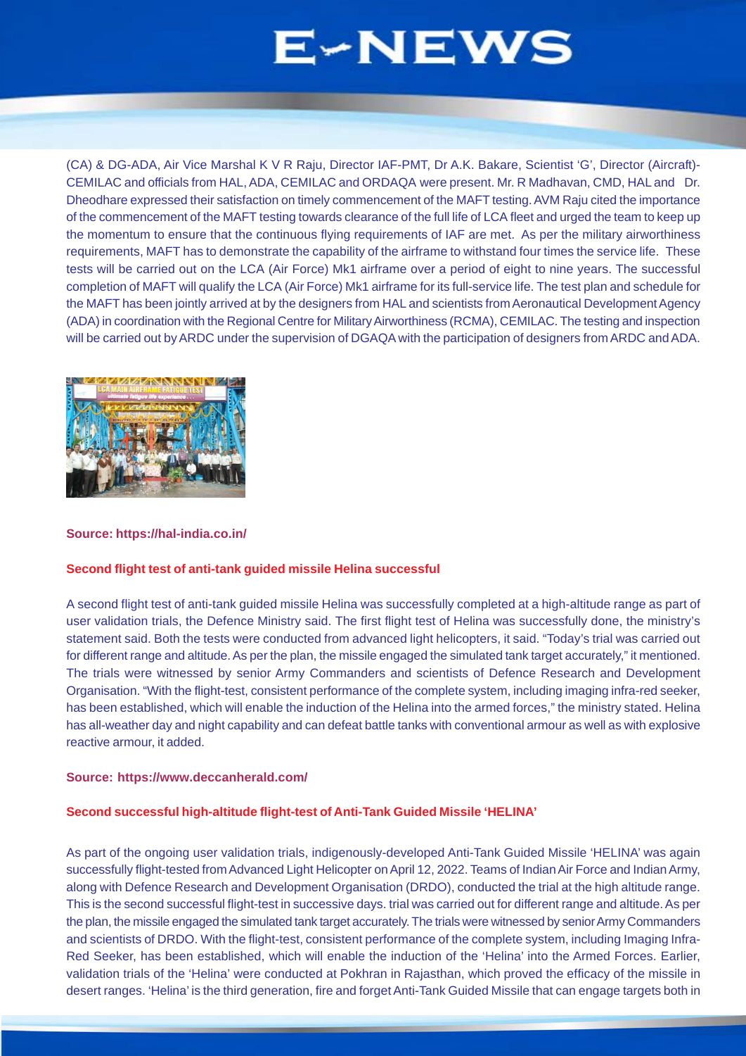(CA) & DG-ADA, Air Vice Marshal K V R Raju, Director IAF-PMT, Dr A.K. Bakare, Scientist 'G', Director (Aircraft)-CEMILAC and officials from HAL, ADA, CEMILAC and ORDAQA were present. Mr. R Madhavan, CMD, HAL and Dr. Dheodhare expressed their satisfaction on timely commencement of the MAFT testing. AVM Raju cited the importance of the commencement of the MAFT testing towards clearance of the full life of LCA fleet and urged the team to keep up the momentum to ensure that the continuous flying requirements of IAF are met. As per the military airworthiness requirements, MAFT has to demonstrate the capability of the airframe to withstand four times the service life. These tests will be carried out on the LCA (Air Force) Mk1 airframe over a period of eight to nine years. The successful completion of MAFT will qualify the LCA (Air Force) Mk1 airframe for its full-service life. The test plan and schedule for the MAFT has been jointly arrived at by the designers from HAL and scientists from Aeronautical Development Agency (ADA) in coordination with the Regional Centre for Military Airworthiness (RCMA), CEMILAC. The testing and inspection will be carried out by ARDC under the supervision of DGAQA with the participation of designers from ARDC and ADA.

**Source: https://hal-india.co.in/**

**Second flight test of anti-tank guided missile Helina successful**

A second flight test of anti-tank guided missile Helina was successfully completed at a high-altitude range as part of user validation trials, the Defence Ministry said. The first flight test of Helina was successfully done, the ministry's statement said. Both the tests were conducted from advanced light helicopters, it said. "Today's trial was carried out for different range and altitude. As per the plan, the missile engaged the simulated tank target accurately," it mentioned. The trials were witnessed by senior Army Commanders and scientists of Defence Research and Development Organisation. "With the flight-test, consistent performance of the complete system, including imaging infra-red seeker, has been established, which will enable the induction of the Helina into the armed forces," the ministry stated. Helina has all-weather day and night capability and can defeat battle tanks with conventional armour as well as with explosive reactive armour, it added.

**Source: https://www.deccanherald.com/**

**Second successful high-altitude flight-test of Anti-Tank Guided Missile 'HELINA'**

As part of the ongoing user validation trials, indigenously-developed Anti-Tank Guided Missile 'HELINA' was again successfully flight-tested from Advanced Light Helicopter on April 12, 2022. Teams of Indian Air Force and Indian Army, along with Defence Research and Development Organisation (DRDO), conducted the trial at the high altitude range. This is the second successful flight-test in successive days. trial was carried out for different range and altitude. As per the plan, the missile engaged the simulated tank target accurately. The trials were witnessed by senior Army Commanders and scientists of DRDO. With the flight-test, consistent performance of the complete system, including Imaging Infra-Red Seeker, has been established, which will enable the induction of the 'Helina' into the Armed Forces. Earlier, validation trials of the 'Helina' were conducted at Pokhran in Rajasthan, which proved the efficacy of the missile in desert ranges. 'Helina' is the third generation, fire and forget Anti-Tank Guided Missile that can engage targets both in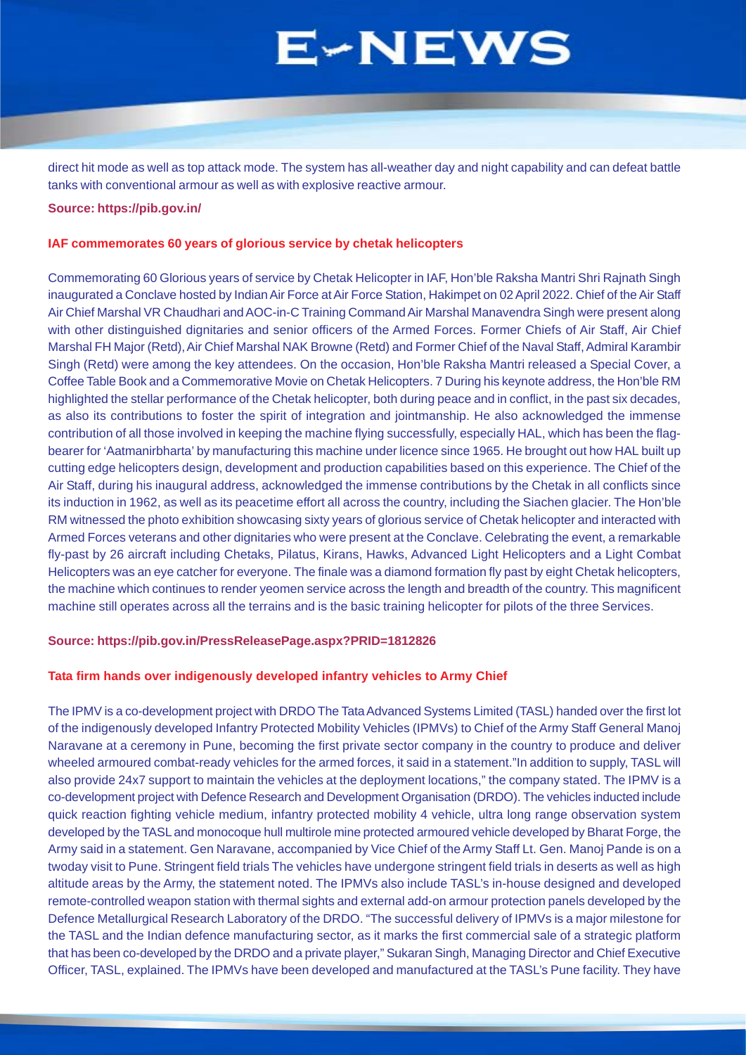direct hit mode as well as top attack mode. The system has all-weather day and night capability and can defeat battle tanks with conventional armour as well as with explosive reactive armour.

**Source: https://pib.gov.in/**

### IAF commemorates 60 years of glorious service by chetak helicopters

Commemorating 60 Glorious years of service by Chetak Helicopter in IAF, Hon'ble Raksha Mantri Shri Rajnath Singh inaugurated a Conclave hosted by Indian Air Force at Air Force Station, Hakimpet on 02 April 2022. Chief of the Air Staff Air Chief Marshal VR Chaudhari and AOC-in-C Training Command Air Marshal Manavendra Singh were present along with other distinguished dignitaries and senior officers of the Armed Forces. Former Chiefs of Air Staff, Air Chief Marshal FH Major (Retd), Air Chief Marshal NAK Browne (Retd) and Former Chief of the Naval Staff, Admiral Karambir Singh (Retd) were among the key attendees. On the occasion, Hon'ble Raksha Mantri released a Special Cover, a Coffee Table Book and a Commemorative Movie on Chetak Helicopters. 7 During his keynote address, the Hon'ble RM highlighted the stellar performance of the Chetak helicopter, both during peace and in conflict, in the past six decades, as also its contributions to foster the spirit of integration and jointmanship. He also acknowledged the immense contribution of all those involved in keeping the machine flying successfully, especially HAL, which has been the flag-bearer for 'Aatmanirbharta' by manufacturing this machine under licence since 1965. He brought out how HAL built up cutting edge helicopters design, development and production capabilities based on this experience. The Chief of the Air Staff, during his inaugural address, acknowledged the immense contributions by the Chetak in all conflicts since its induction in 1962, as well as its peacetime effort all across the country, including the Siachen glacier. The Hon'ble RM witnessed the photo exhibition showcasing sixty years of glorious service of Chetak helicopter and interacted with Armed Forces veterans and other dignitaries who were present at the Conclave. Celebrating the event, a remarkable fly-past by 26 aircraft including Chetaks, Pilatus, Kirans, Hawks, Advanced Light Helicopters and a Light Combat Helicopters was an eye catcher for everyone. The finale was a diamond formation fly past by eight Chetak helicopters, the machine which continues to render yeomen service across the length and breadth of the country. This magnificent machine still operates across all the terrains and is the basic training helicopter for pilots of the three Services.

**Source: https://pib.gov.in/PressReleasePage.aspx?PRID=1812826**

### Tata firm hands over indigenously developed infantry vehicles to Army Chief

The IPMV is a co-development project with DRDO The Tata Advanced Systems Limited (TASL) handed over the first lot of the indigenously developed Infantry Protected Mobility Vehicles (IPMVs) to Chief of the Army Staff General Manoj Naravane at a ceremony in Pune, becoming the first private sector company in the country to produce and deliver wheeled armoured combat-ready vehicles for the armed forces, it said in a statement."In addition to supply, TASL will also provide 24x7 support to maintain the vehicles at the deployment locations," the company stated. The IPMV is a co-development project with Defence Research and Development Organisation (DRDO). The vehicles inducted include quick reaction fighting vehicle medium, infantry protected mobility 4 vehicle, ultra long range observation system developed by the TASL and monocoque hull multirole mine protected armoured vehicle developed by Bharat Forge, the Army said in a statement. Gen Naravane, accompanied by Vice Chief of the Army Staff Lt. Gen. Manoj Pande is on a twoday visit to Pune. Stringent field trials The vehicles have undergone stringent field trials in deserts as well as high altitude areas by the Army, the statement noted. The IPMVs also include TASL's in-house designed and developed remote-controlled weapon station with thermal sights and external add-on armour protection panels developed by the Defence Metallurgical Research Laboratory of the DRDO. "The successful delivery of IPMVs is a major milestone for the TASL and the Indian defence manufacturing sector, as it marks the first commercial sale of a strategic platform that has been co-developed by the DRDO and a private player," Sukaran Singh, Managing Director and Chief Executive Officer, TASL, explained. The IPMVs have been developed and manufactured at the TASL's Pune facility. They have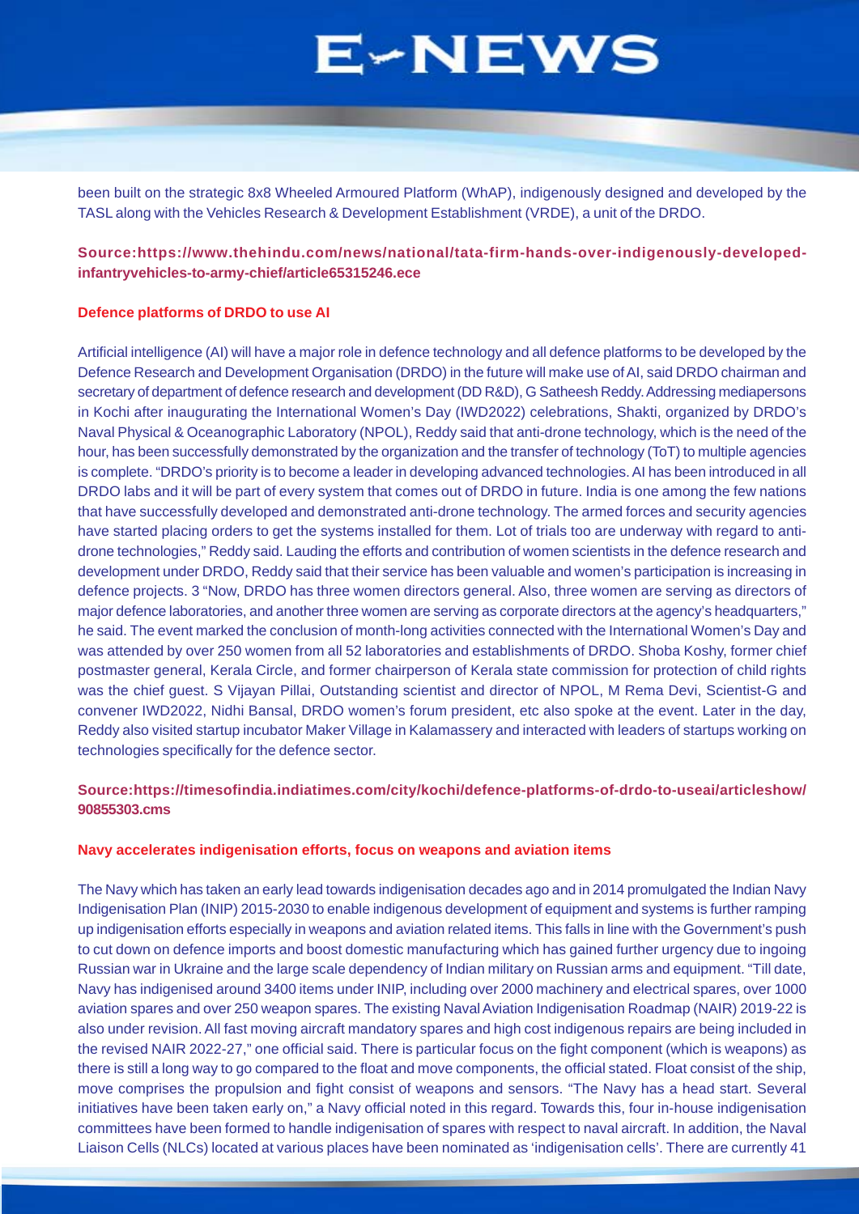been built on the strategic 8x8 Wheeled Armoured Platform (WhAP), indigenously designed and developed by the TASL along with the Vehicles Research & Development Establishment (VRDE), a unit of the DRDO.

**Source:https://www.thehindu.com/news/national/tata-firm-hands-over-indigenously-developed-infantryvehicles-to-army-chief/article65315246.ece**

## Defence platforms of DRDO to use AI

Artificial intelligence (AI) will have a major role in defence technology and all defence platforms to be developed by the Defence Research and Development Organisation (DRDO) in the future will make use of AI, said DRDO chairman and secretary of department of defence research and development (DD R&D), G Satheesh Reddy. Addressing mediapersons in Kochi after inaugurating the International Women's Day (IWD2022) celebrations, Shakti, organized by DRDO's Naval Physical & Oceanographic Laboratory (NPOL), Reddy said that anti-drone technology, which is the need of the hour, has been successfully demonstrated by the organization and the transfer of technology (ToT) to multiple agencies is complete. "DRDO's priority is to become a leader in developing advanced technologies. AI has been introduced in all DRDO labs and it will be part of every system that comes out of DRDO in future. India is one among the few nations that have successfully developed and demonstrated anti-drone technology. The armed forces and security agencies have started placing orders to get the systems installed for them. Lot of trials too are underway with regard to anti-drone technologies," Reddy said. Lauding the efforts and contribution of women scientists in the defence research and development under DRDO, Reddy said that their service has been valuable and women's participation is increasing in defence projects. 3 "Now, DRDO has three women directors general. Also, three women are serving as directors of major defence laboratories, and another three women are serving as corporate directors at the agency's headquarters," he said. The event marked the conclusion of month-long activities connected with the International Women's Day and was attended by over 250 women from all 52 laboratories and establishments of DRDO. Shoba Koshy, former chief postmaster general, Kerala Circle, and former chairperson of Kerala state commission for protection of child rights was the chief guest. S Vijayan Pillai, Outstanding scientist and director of NPOL, M Rema Devi, Scientist-G and convener IWD2022, Nidhi Bansal, DRDO women's forum president, etc also spoke at the event. Later in the day, Reddy also visited startup incubator Maker Village in Kalamassery and interacted with leaders of startups working on technologies specifically for the defence sector.

**Source:https://timesofindia.indiatimes.com/city/kochi/defence-platforms-of-drdo-to-useai/articleshow/90855303.cms**

## Navy accelerates indigenisation efforts, focus on weapons and aviation items

The Navy which has taken an early lead towards indigenisation decades ago and in 2014 promulgated the Indian Navy Indigenisation Plan (INIP) 2015-2030 to enable indigenous development of equipment and systems is further ramping up indigenisation efforts especially in weapons and aviation related items. This falls in line with the Government's push to cut down on defence imports and boost domestic manufacturing which has gained further urgency due to ingoing Russian war in Ukraine and the large scale dependency of Indian military on Russian arms and equipment. "Till date, Navy has indigenised around 3400 items under INIP, including over 2000 machinery and electrical spares, over 1000 aviation spares and over 250 weapon spares. The existing Naval Aviation Indigenisation Roadmap (NAIR) 2019-22 is also under revision. All fast moving aircraft mandatory spares and high cost indigenous repairs are being included in the revised NAIR 2022-27," one official said. There is particular focus on the fight component (which is weapons) as there is still a long way to go compared to the float and move components, the official stated. Float consist of the ship, move comprises the propulsion and fight consist of weapons and sensors. "The Navy has a head start. Several initiatives have been taken early on," a Navy official noted in this regard. Towards this, four in-house indigenisation committees have been formed to handle indigenisation of spares with respect to naval aircraft. In addition, the Naval Liaison Cells (NLCs) located at various places have been nominated as 'indigenisation cells'. There are currently 41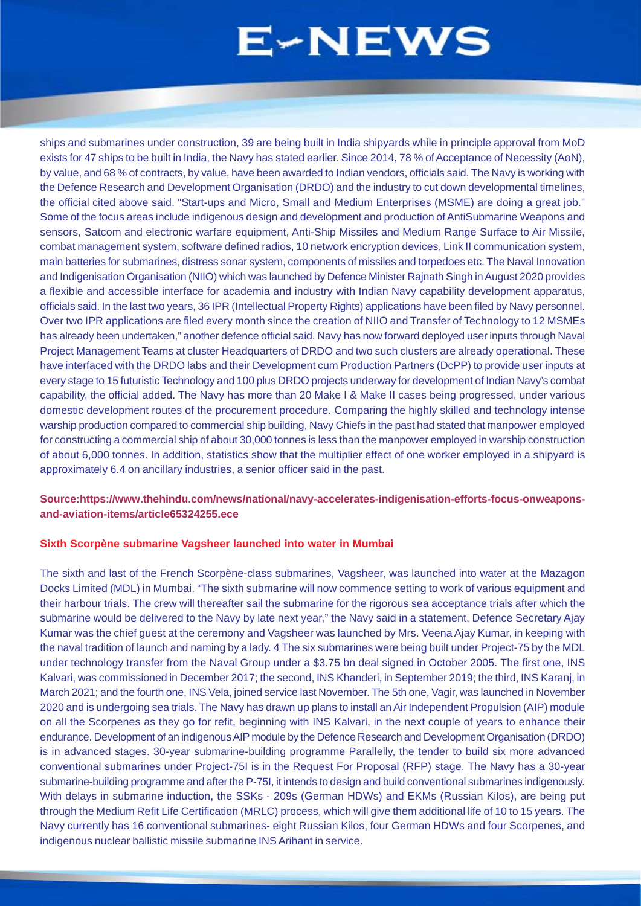ships and submarines under construction, 39 are being built in India shipyards while in principle approval from MoD exists for 47 ships to be built in India, the Navy has stated earlier. Since 2014, 78 % of Acceptance of Necessity (AoN), by value, and 68 % of contracts, by value, have been awarded to Indian vendors, officials said. The Navy is working with the Defence Research and Development Organisation (DRDO) and the industry to cut down developmental timelines, the official cited above said. "Start-ups and Micro, Small and Medium Enterprises (MSME) are doing a great job." Some of the focus areas include indigenous design and development and production of AntiSubmarine Weapons and sensors, Satcom and electronic warfare equipment, Anti-Ship Missiles and Medium Range Surface to Air Missile, combat management system, software defined radios, 10 network encryption devices, Link II communication system, main batteries for submarines, distress sonar system, components of missiles and torpedoes etc. The Naval Innovation and Indigenisation Organisation (NIIO) which was launched by Defence Minister Rajnath Singh in August 2020 provides a flexible and accessible interface for academia and industry with Indian Navy capability development apparatus, officials said. In the last two years, 36 IPR (Intellectual Property Rights) applications have been filed by Navy personnel. Over two IPR applications are filed every month since the creation of NIIO and Transfer of Technology to 12 MSMEs has already been undertaken," another defence official said. Navy has now forward deployed user inputs through Naval Project Management Teams at cluster Headquarters of DRDO and two such clusters are already operational. These have interfaced with the DRDO labs and their Development cum Production Partners (DcPP) to provide user inputs at every stage to 15 futuristic Technology and 100 plus DRDO projects underway for development of Indian Navy's combat capability, the official added. The Navy has more than 20 Make I & Make II cases being progressed, under various domestic development routes of the procurement procedure. Comparing the highly skilled and technology intense warship production compared to commercial ship building, Navy Chiefs in the past had stated that manpower employed for constructing a commercial ship of about 30,000 tonnes is less than the manpower employed in warship construction of about 6,000 tonnes. In addition, statistics show that the multiplier effect of one worker employed in a shipyard is approximately 6.4 on ancillary industries, a senior officer said in the past.

**Source:https://www.thehindu.com/news/national/navy-accelerates-indigenisation-efforts-focus-onweapons-and-aviation-items/article65324255.ece**

**Sixth Scorpène submarine Vagsheer launched into water in Mumbai**

The sixth and last of the French Scorpène-class submarines, Vagsheer, was launched into water at the Mazagon Docks Limited (MDL) in Mumbai. "The sixth submarine will now commence setting to work of various equipment and their harbour trials. The crew will thereafter sail the submarine for the rigorous sea acceptance trials after which the submarine would be delivered to the Navy by late next year," the Navy said in a statement. Defence Secretary Ajay Kumar was the chief guest at the ceremony and Vagsheer was launched by Mrs. Veena Ajay Kumar, in keeping with the naval tradition of launch and naming by a lady. 4 The six submarines were being built under Project-75 by the MDL under technology transfer from the Naval Group under a $3.75 bn deal signed in October 2005. The first one, INS Kalvari, was commissioned in December 2017; the second, INS Khanderi, in September 2019; the third, INS Karanj, in March 2021; and the fourth one, INS Vela, joined service last November. The 5th one, Vagir, was launched in November 2020 and is undergoing sea trials. The Navy has drawn up plans to install an Air Independent Propulsion (AIP) module on all the Scorpenes as they go for refit, beginning with INS Kalvari, in the next couple of years to enhance their endurance. Development of an indigenous AIP module by the Defence Research and Development Organisation (DRDO) is in advanced stages. 30-year submarine-building programme Parallelly, the tender to build six more advanced conventional submarines under Project-75I is in the Request For Proposal (RFP) stage. The Navy has a 30-year submarine-building programme and after the P-75I, it intends to design and build conventional submarines indigenously. With delays in submarine induction, the SSKs - 209s (German HDWs) and EKMs (Russian Kilos), are being put through the Medium Refit Life Certification (MRLC) process, which will give them additional life of 10 to 15 years. The Navy currently has 16 conventional submarines- eight Russian Kilos, four German HDWs and four Scorpenes, and indigenous nuclear ballistic missile submarine INS Arihant in service.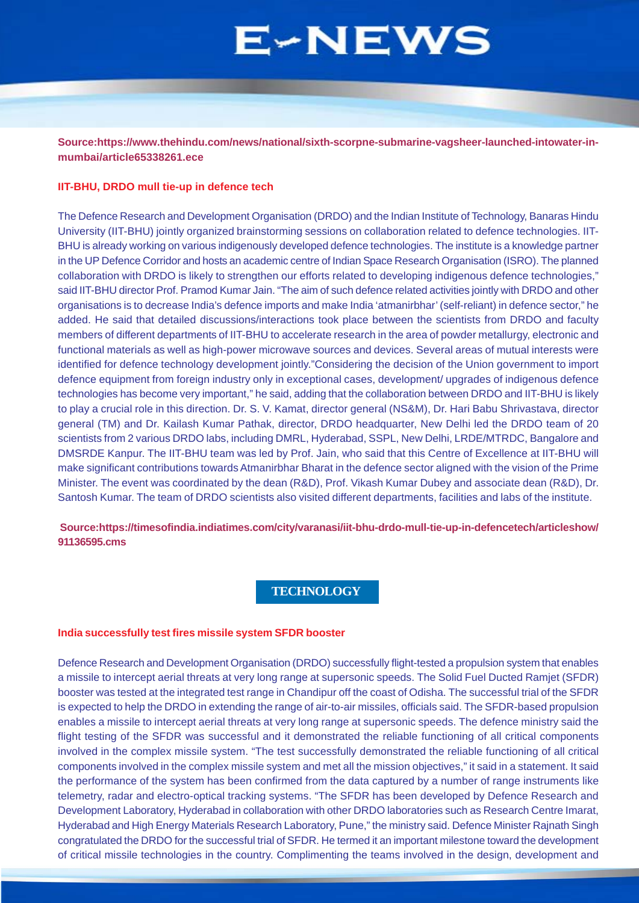**Source:https://www.thehindu.com/news/national/sixth-scorpne-submarine-vagsheer-launched-intowater-in-mumbai/article65338261.ece**

### IIT-BHU, DRDO mull tie-up in defence tech

The Defence Research and Development Organisation (DRDO) and the Indian Institute of Technology, Banaras Hindu University (IIT-BHU) jointly organized brainstorming sessions on collaboration related to defence technologies. IIT-BHU is already working on various indigenously developed defence technologies. The institute is a knowledge partner in the UP Defence Corridor and hosts an academic centre of Indian Space Research Organisation (ISRO). The planned collaboration with DRDO is likely to strengthen our efforts related to developing indigenous defence technologies," said IIT-BHU director Prof. Pramod Kumar Jain. "The aim of such defence related activities jointly with DRDO and other organisations is to decrease India's defence imports and make India 'atmanirbhar' (self-reliant) in defence sector," he added. He said that detailed discussions/interactions took place between the scientists from DRDO and faculty members of different departments of IIT-BHU to accelerate research in the area of powder metallurgy, electronic and functional materials as well as high-power microwave sources and devices. Several areas of mutual interests were identified for defence technology development jointly."Considering the decision of the Union government to import defence equipment from foreign industry only in exceptional cases, development/ upgrades of indigenous defence technologies has become very important," he said, adding that the collaboration between DRDO and IIT-BHU is likely to play a crucial role in this direction. Dr. S. V. Kamat, director general (NS&M), Dr. Hari Babu Shrivastava, director general (TM) and Dr. Kailash Kumar Pathak, director, DRDO headquarter, New Delhi led the DRDO team of 20 scientists from 2 various DRDO labs, including DMRL, Hyderabad, SSPL, New Delhi, LRDE/MTRDC, Bangalore and DMSRDE Kanpur. The IIT-BHU team was led by Prof. Jain, who said that this Centre of Excellence at IIT-BHU will make significant contributions towards Atmanirbhar Bharat in the defence sector aligned with the vision of the Prime Minister. The event was coordinated by the dean (R&D), Prof. Vikash Kumar Dubey and associate dean (R&D), Dr. Santosh Kumar. The team of DRDO scientists also visited different departments, facilities and labs of the institute.

**Source:https://timesofindia.indiatimes.com/city/varanasi/iit-bhu-drdo-mull-tie-up-in-defencetech/articleshow/91136595.cms**

## TECHNOLOGY

### India successfully test fires missile system SFDR booster

Defence Research and Development Organisation (DRDO) successfully flight-tested a propulsion system that enables a missile to intercept aerial threats at very long range at supersonic speeds. The Solid Fuel Ducted Ramjet (SFDR) booster was tested at the integrated test range in Chandipur off the coast of Odisha. The successful trial of the SFDR is expected to help the DRDO in extending the range of air-to-air missiles, officials said. The SFDR-based propulsion enables a missile to intercept aerial threats at very long range at supersonic speeds. The defence ministry said the flight testing of the SFDR was successful and it demonstrated the reliable functioning of all critical components involved in the complex missile system. "The test successfully demonstrated the reliable functioning of all critical components involved in the complex missile system and met all the mission objectives," it said in a statement. It said the performance of the system has been confirmed from the data captured by a number of range instruments like telemetry, radar and electro-optical tracking systems. "The SFDR has been developed by Defence Research and Development Laboratory, Hyderabad in collaboration with other DRDO laboratories such as Research Centre Imarat, Hyderabad and High Energy Materials Research Laboratory, Pune," the ministry said. Defence Minister Rajnath Singh congratulated the DRDO for the successful trial of SFDR. He termed it an important milestone toward the development of critical missile technologies in the country. Complimenting the teams involved in the design, development and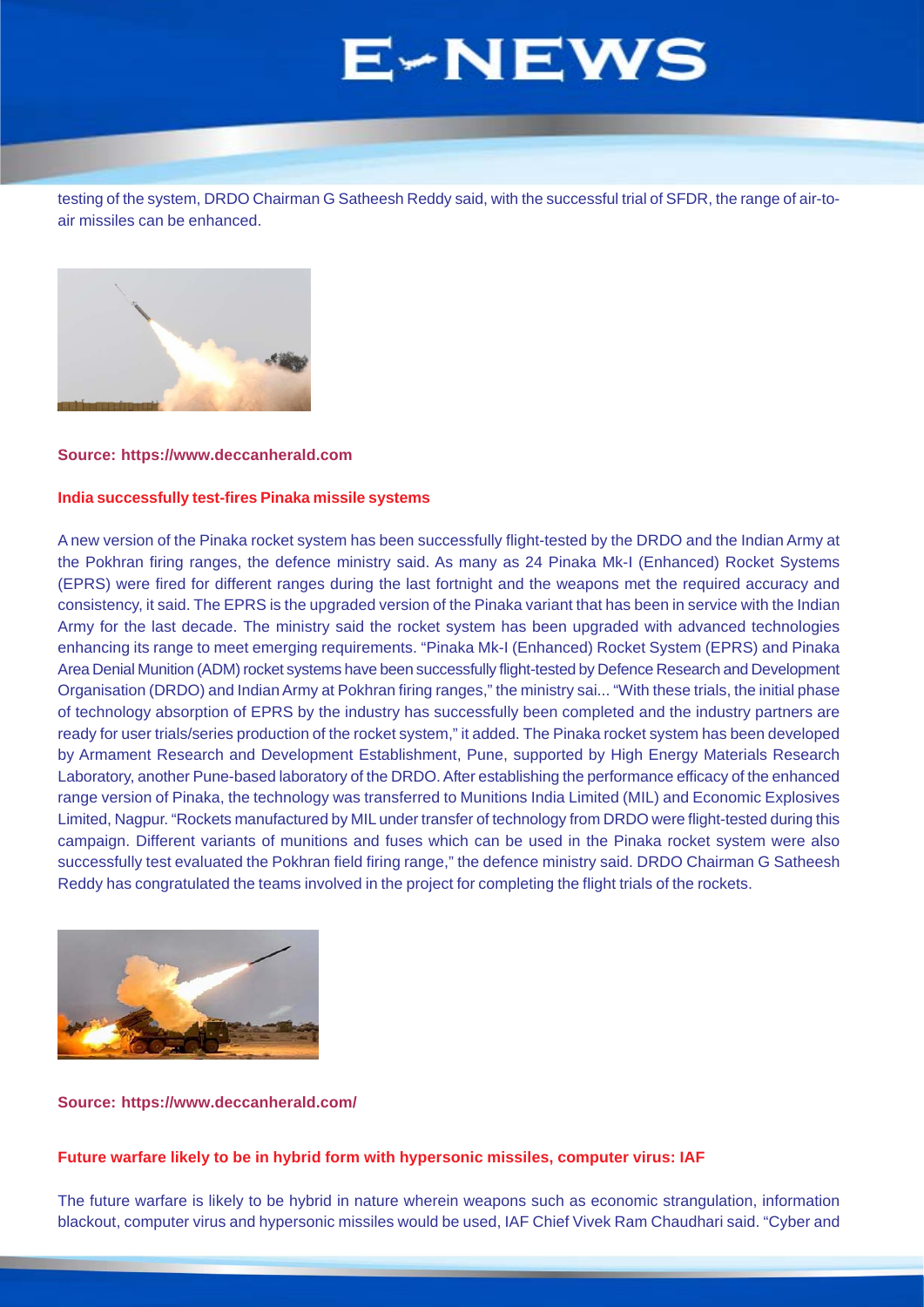testing of the system, DRDO Chairman G Satheesh Reddy said, with the successful trial of SFDR, the range of air-to-air missiles can be enhanced.

**Source: https://www.deccanherald.com**

**India successfully test-fires Pinaka missile systems**

A new version of the Pinaka rocket system has been successfully flight-tested by the DRDO and the Indian Army at the Pokhran firing ranges, the defence ministry said. As many as 24 Pinaka Mk-I (Enhanced) Rocket Systems (EPRS) were fired for different ranges during the last fortnight and the weapons met the required accuracy and consistency, it said. The EPRS is the upgraded version of the Pinaka variant that has been in service with the Indian Army for the last decade. The ministry said the rocket system has been upgraded with advanced technologies enhancing its range to meet emerging requirements. "Pinaka Mk-I (Enhanced) Rocket System (EPRS) and Pinaka Area Denial Munition (ADM) rocket systems have been successfully flight-tested by Defence Research and Development Organisation (DRDO) and Indian Army at Pokhran firing ranges," the ministry sai... "With these trials, the initial phase of technology absorption of EPRS by the industry has successfully been completed and the industry partners are ready for user trials/series production of the rocket system," it added. The Pinaka rocket system has been developed by Armament Research and Development Establishment, Pune, supported by High Energy Materials Research Laboratory, another Pune-based laboratory of the DRDO. After establishing the performance efficacy of the enhanced range version of Pinaka, the technology was transferred to Munitions India Limited (MIL) and Economic Explosives Limited, Nagpur. "Rockets manufactured by MIL under transfer of technology from DRDO were flight-tested during this campaign. Different variants of munitions and fuses which can be used in the Pinaka rocket system were also successfully test evaluated the Pokhran field firing range," the defence ministry said. DRDO Chairman G Satheesh Reddy has congratulated the teams involved in the project for completing the flight trials of the rockets.

**Source: https://www.deccanherald.com/**

**Future warfare likely to be in hybrid form with hypersonic missiles, computer virus: IAF**

The future warfare is likely to be hybrid in nature wherein weapons such as economic strangulation, information blackout, computer virus and hypersonic missiles would be used, IAF Chief Vivek Ram Chaudhari said. "Cyber and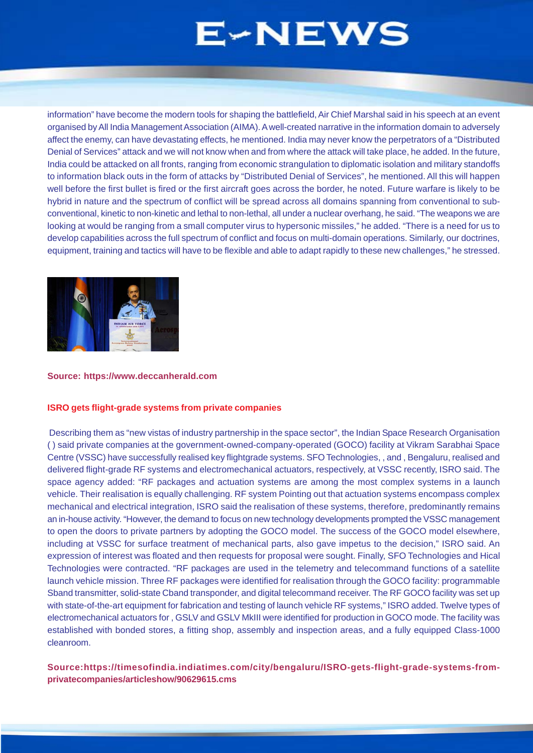information" have become the modern tools for shaping the battlefield, Air Chief Marshal said in his speech at an event organised by All India Management Association (AIMA). A well-created narrative in the information domain to adversely affect the enemy, can have devastating effects, he mentioned. India may never know the perpetrators of a "Distributed Denial of Services" attack and we will not know when and from where the attack will take place, he added. In the future, India could be attacked on all fronts, ranging from economic strangulation to diplomatic isolation and military standoffs to information black outs in the form of attacks by "Distributed Denial of Services", he mentioned. All this will happen well before the first bullet is fired or the first aircraft goes across the border, he noted. Future warfare is likely to be hybrid in nature and the spectrum of conflict will be spread across all domains spanning from conventional to sub-conventional, kinetic to non-kinetic and lethal to non-lethal, all under a nuclear overhang, he said. "The weapons we are looking at would be ranging from a small computer virus to hypersonic missiles," he added. "There is a need for us to develop capabilities across the full spectrum of conflict and focus on multi-domain operations. Similarly, our doctrines, equipment, training and tactics will have to be flexible and able to adapt rapidly to these new challenges," he stressed.

**Source: https://www.deccanherald.com**

**ISRO gets flight-grade systems from private companies**

Describing them as "new vistas of industry partnership in the space sector", the Indian Space Research Organisation ( ) said private companies at the government-owned-company-operated (GOCO) facility at Vikram Sarabhai Space Centre (VSSC) have successfully realised key flightgrade systems. SFO Technologies, , and , Bengaluru, realised and delivered flight-grade RF systems and electromechanical actuators, respectively, at VSSC recently, ISRO said. The space agency added: "RF packages and actuation systems are among the most complex systems in a launch vehicle. Their realisation is equally challenging. RF system Pointing out that actuation systems encompass complex mechanical and electrical integration, ISRO said the realisation of these systems, therefore, predominantly remains an in-house activity. "However, the demand to focus on new technology developments prompted the VSSC management to open the doors to private partners by adopting the GOCO model. The success of the GOCO model elsewhere, including at VSSC for surface treatment of mechanical parts, also gave impetus to the decision," ISRO said. An expression of interest was floated and then requests for proposal were sought. Finally, SFO Technologies and Hical Technologies were contracted. "RF packages are used in the telemetry and telecommand functions of a satellite launch vehicle mission. Three RF packages were identified for realisation through the GOCO facility: programmable Sband transmitter, solid-state Cband transponder, and digital telecommand receiver. The RF GOCO facility was set up with state-of-the-art equipment for fabrication and testing of launch vehicle RF systems," ISRO added. Twelve types of electromechanical actuators for , GSLV and GSLV MkIII were identified for production in GOCO mode. The facility was established with bonded stores, a fitting shop, assembly and inspection areas, and a fully equipped Class-1000 cleanroom.

**Source:https://timesofindia.indiatimes.com/city/bengaluru/ISRO-gets-flight-grade-systems-from-privatecompanies/articleshow/90629615.cms**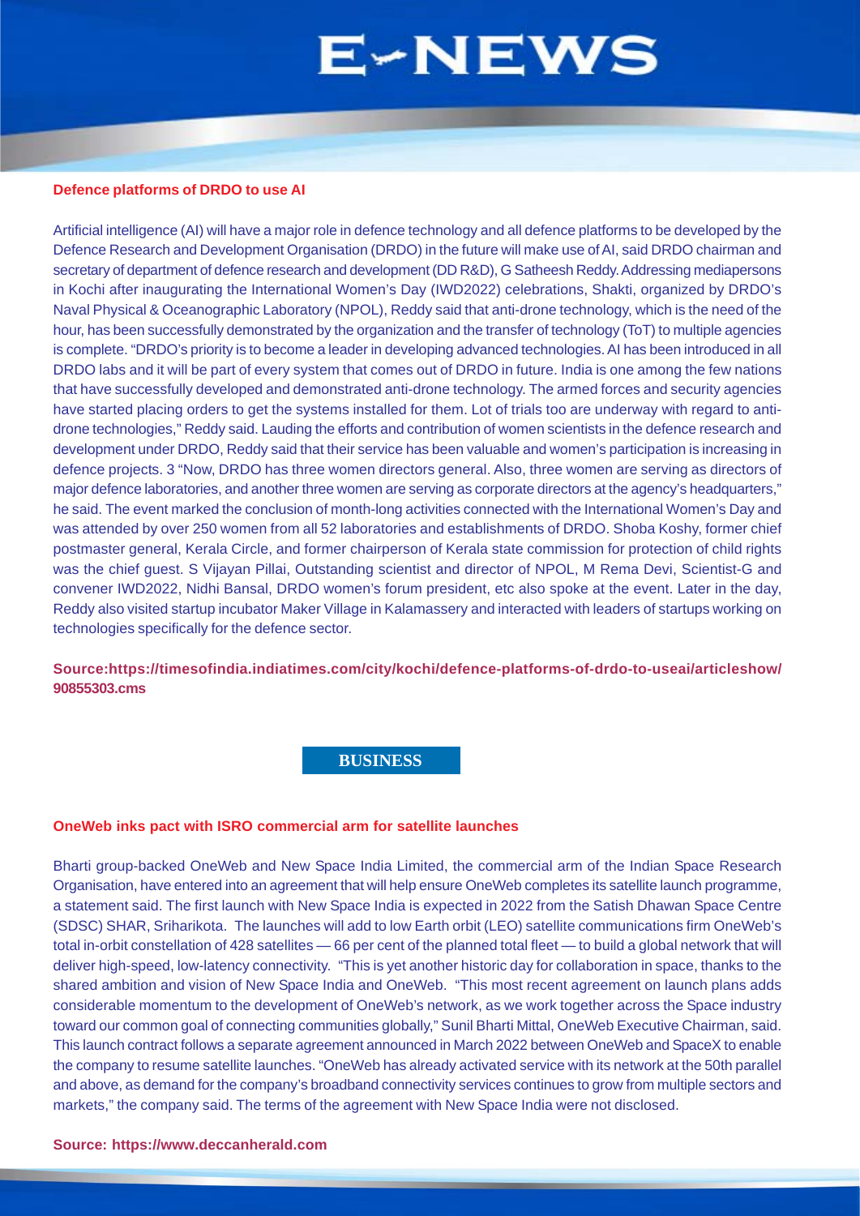### Defence platforms of DRDO to use AI

Artificial intelligence (AI) will have a major role in defence technology and all defence platforms to be developed by the Defence Research and Development Organisation (DRDO) in the future will make use of AI, said DRDO chairman and secretary of department of defence research and development (DD R&D), G Satheesh Reddy. Addressing mediapersons in Kochi after inaugurating the International Women's Day (IWD2022) celebrations, Shakti, organized by DRDO's Naval Physical & Oceanographic Laboratory (NPOL), Reddy said that anti-drone technology, which is the need of the hour, has been successfully demonstrated by the organization and the transfer of technology (ToT) to multiple agencies is complete. "DRDO's priority is to become a leader in developing advanced technologies. AI has been introduced in all DRDO labs and it will be part of every system that comes out of DRDO in future. India is one among the few nations that have successfully developed and demonstrated anti-drone technology. The armed forces and security agencies have started placing orders to get the systems installed for them. Lot of trials too are underway with regard to anti-drone technologies," Reddy said. Lauding the efforts and contribution of women scientists in the defence research and development under DRDO, Reddy said that their service has been valuable and women's participation is increasing in defence projects. 3 "Now, DRDO has three women directors general. Also, three women are serving as directors of major defence laboratories, and another three women are serving as corporate directors at the agency's headquarters," he said. The event marked the conclusion of month-long activities connected with the International Women's Day and was attended by over 250 women from all 52 laboratories and establishments of DRDO. Shoba Koshy, former chief postmaster general, Kerala Circle, and former chairperson of Kerala state commission for protection of child rights was the chief guest. S Vijayan Pillai, Outstanding scientist and director of NPOL, M Rema Devi, Scientist-G and convener IWD2022, Nidhi Bansal, DRDO women's forum president, etc also spoke at the event. Later in the day, Reddy also visited startup incubator Maker Village in Kalamassery and interacted with leaders of startups working on technologies specifically for the defence sector.

**Source:https://timesofindia.indiatimes.com/city/kochi/defence-platforms-of-drdo-to-useai/articleshow/90855303.cms**

## BUSINESS

### OneWeb inks pact with ISRO commercial arm for satellite launches

Bharti group-backed OneWeb and New Space India Limited, the commercial arm of the Indian Space Research Organisation, have entered into an agreement that will help ensure OneWeb completes its satellite launch programme, a statement said. The first launch with New Space India is expected in 2022 from the Satish Dhawan Space Centre (SDSC) SHAR, Sriharikota. The launches will add to low Earth orbit (LEO) satellite communications firm OneWeb's total in-orbit constellation of 428 satellites — 66 per cent of the planned total fleet — to build a global network that will deliver high-speed, low-latency connectivity. "This is yet another historic day for collaboration in space, thanks to the shared ambition and vision of New Space India and OneWeb. "This most recent agreement on launch plans adds considerable momentum to the development of OneWeb's network, as we work together across the Space industry toward our common goal of connecting communities globally," Sunil Bharti Mittal, OneWeb Executive Chairman, said. This launch contract follows a separate agreement announced in March 2022 between OneWeb and SpaceX to enable the company to resume satellite launches. "OneWeb has already activated service with its network at the 50th parallel and above, as demand for the company's broadband connectivity services continues to grow from multiple sectors and markets," the company said. The terms of the agreement with New Space India were not disclosed.

**Source: https://www.deccanherald.com**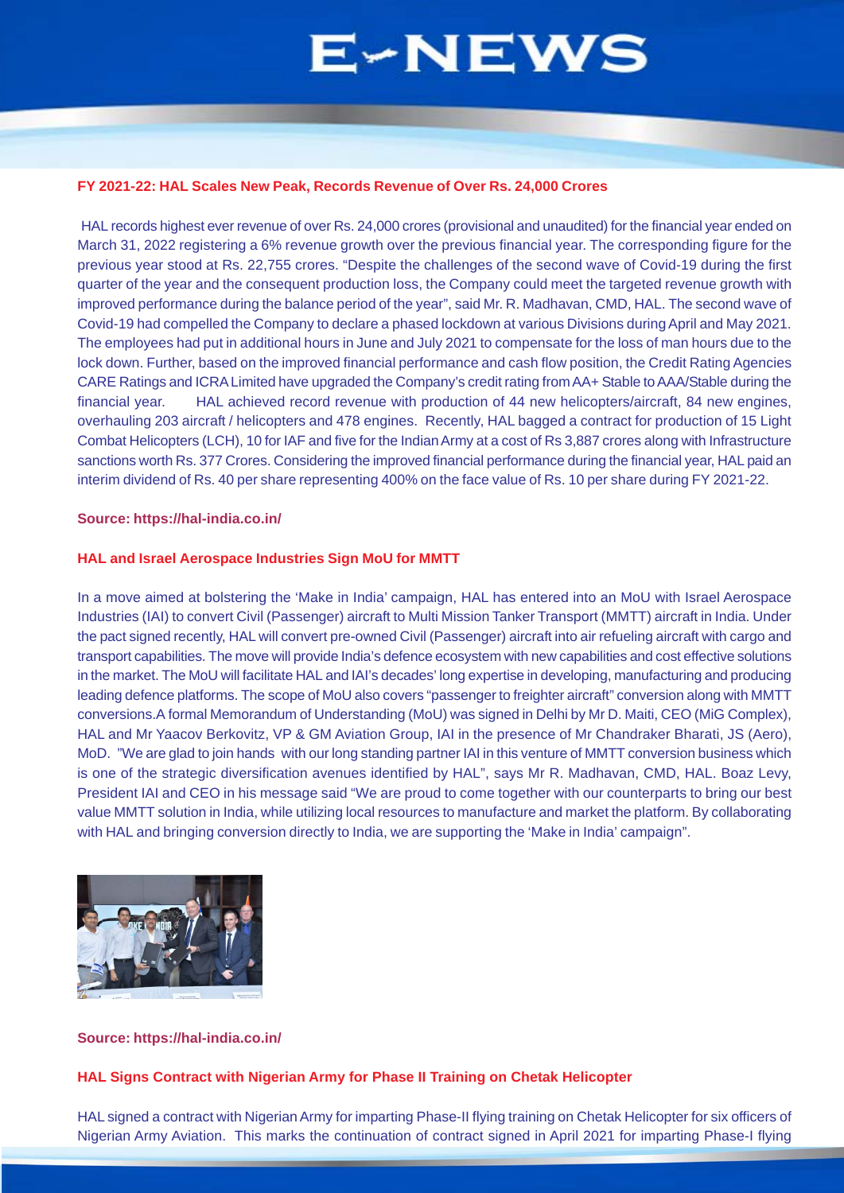### FY 2021-22: HAL Scales New Peak, Records Revenue of Over Rs. 24,000 Crores

HAL records highest ever revenue of over Rs. 24,000 crores (provisional and unaudited) for the financial year ended on March 31, 2022 registering a 6% revenue growth over the previous financial year. The corresponding figure for the previous year stood at Rs. 22,755 crores. "Despite the challenges of the second wave of Covid-19 during the first quarter of the year and the consequent production loss, the Company could meet the targeted revenue growth with improved performance during the balance period of the year", said Mr. R. Madhavan, CMD, HAL. The second wave of Covid-19 had compelled the Company to declare a phased lockdown at various Divisions during April and May 2021. The employees had put in additional hours in June and July 2021 to compensate for the loss of man hours due to the lock down. Further, based on the improved financial performance and cash flow position, the Credit Rating Agencies CARE Ratings and ICRA Limited have upgraded the Company's credit rating from AA+ Stable to AAA/Stable during the financial year. HAL achieved record revenue with production of 44 new helicopters/aircraft, 84 new engines, overhauling 203 aircraft / helicopters and 478 engines. Recently, HAL bagged a contract for production of 15 Light Combat Helicopters (LCH), 10 for IAF and five for the Indian Army at a cost of Rs 3,887 crores along with Infrastructure sanctions worth Rs. 377 Crores. Considering the improved financial performance during the financial year, HAL paid an interim dividend of Rs. 40 per share representing 400% on the face value of Rs. 10 per share during FY 2021-22.

**Source: https://hal-india.co.in/**

### HAL and Israel Aerospace Industries Sign MoU for MMTT

In a move aimed at bolstering the 'Make in India' campaign, HAL has entered into an MoU with Israel Aerospace Industries (IAI) to convert Civil (Passenger) aircraft to Multi Mission Tanker Transport (MMTT) aircraft in India. Under the pact signed recently, HAL will convert pre-owned Civil (Passenger) aircraft into air refueling aircraft with cargo and transport capabilities. The move will provide India's defence ecosystem with new capabilities and cost effective solutions in the market. The MoU will facilitate HAL and IAI's decades' long expertise in developing, manufacturing and producing leading defence platforms. The scope of MoU also covers "passenger to freighter aircraft" conversion along with MMTT conversions.A formal Memorandum of Understanding (MoU) was signed in Delhi by Mr D. Maiti, CEO (MiG Complex), HAL and Mr Yaacov Berkovitz, VP & GM Aviation Group, IAI in the presence of Mr Chandraker Bharati, JS (Aero), MoD. "We are glad to join hands with our long standing partner IAI in this venture of MMTT conversion business which is one of the strategic diversification avenues identified by HAL", says Mr R. Madhavan, CMD, HAL. Boaz Levy, President IAI and CEO in his message said "We are proud to come together with our counterparts to bring our best value MMTT solution in India, while utilizing local resources to manufacture and market the platform. By collaborating with HAL and bringing conversion directly to India, we are supporting the 'Make in India' campaign".

**Source: https://hal-india.co.in/**

### HAL Signs Contract with Nigerian Army for Phase II Training on Chetak Helicopter

HAL signed a contract with Nigerian Army for imparting Phase-II flying training on Chetak Helicopter for six officers of Nigerian Army Aviation. This marks the continuation of contract signed in April 2021 for imparting Phase-I flying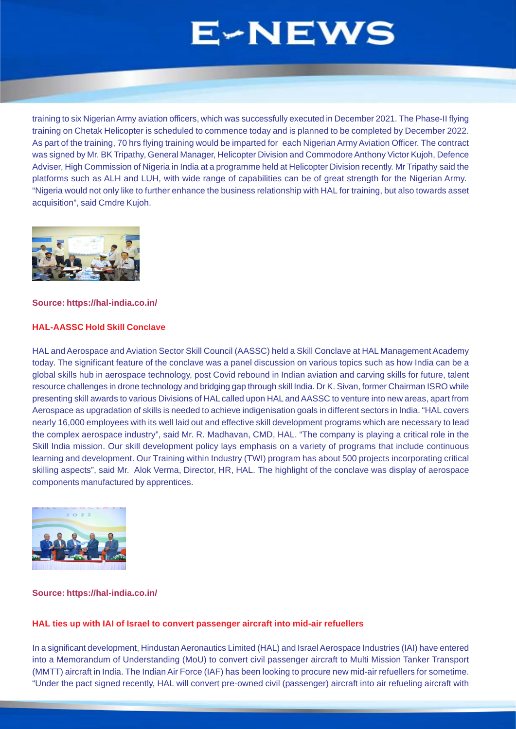training to six Nigerian Army aviation officers, which was successfully executed in December 2021. The Phase-II flying training on Chetak Helicopter is scheduled to commence today and is planned to be completed by December 2022. As part of the training, 70 hrs flying training would be imparted for each Nigerian Army Aviation Officer. The contract was signed by Mr. BK Tripathy, General Manager, Helicopter Division and Commodore Anthony Victor Kujoh, Defence Adviser, High Commission of Nigeria in India at a programme held at Helicopter Division recently. Mr Tripathy said the platforms such as ALH and LUH, with wide range of capabilities can be of great strength for the Nigerian Army. "Nigeria would not only like to further enhance the business relationship with HAL for training, but also towards asset acquisition", said Cmdre Kujoh.

**Source: https://hal-india.co.in/**

**HAL-AASSC Hold Skill Conclave**

HAL and Aerospace and Aviation Sector Skill Council (AASSC) held a Skill Conclave at HAL Management Academy today. The significant feature of the conclave was a panel discussion on various topics such as how India can be a global skills hub in aerospace technology, post Covid rebound in Indian aviation and carving skills for future, talent resource challenges in drone technology and bridging gap through skill India. Dr K. Sivan, former Chairman ISRO while presenting skill awards to various Divisions of HAL called upon HAL and AASSC to venture into new areas, apart from Aerospace as upgradation of skills is needed to achieve indigenisation goals in different sectors in India. "HAL covers nearly 16,000 employees with its well laid out and effective skill development programs which are necessary to lead the complex aerospace industry", said Mr. R. Madhavan, CMD, HAL. "The company is playing a critical role in the Skill India mission. Our skill development policy lays emphasis on a variety of programs that include continuous learning and development. Our Training within Industry (TWI) program has about 500 projects incorporating critical skilling aspects", said Mr. Alok Verma, Director, HR, HAL. The highlight of the conclave was display of aerospace components manufactured by apprentices.

**Source: https://hal-india.co.in/**

**HAL ties up with IAI of Israel to convert passenger aircraft into mid-air refuellers**

In a significant development, Hindustan Aeronautics Limited (HAL) and Israel Aerospace Industries (IAI) have entered into a Memorandum of Understanding (MoU) to convert civil passenger aircraft to Multi Mission Tanker Transport (MMTT) aircraft in India. The Indian Air Force (IAF) has been looking to procure new mid-air refuellers for sometime. "Under the pact signed recently, HAL will convert pre-owned civil (passenger) aircraft into air refueling aircraft with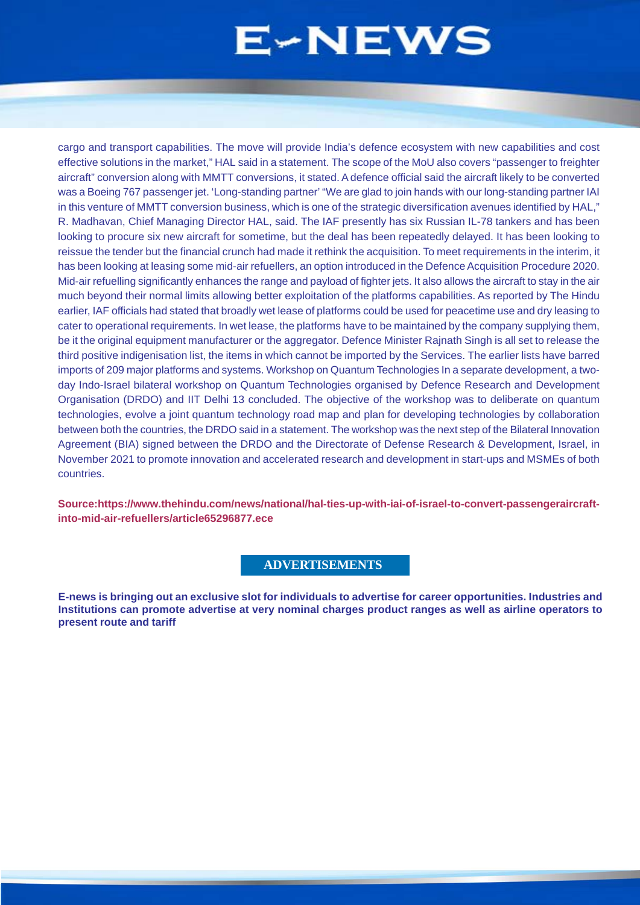cargo and transport capabilities. The move will provide India's defence ecosystem with new capabilities and cost effective solutions in the market," HAL said in a statement. The scope of the MoU also covers "passenger to freighter aircraft" conversion along with MMTT conversions, it stated. A defence official said the aircraft likely to be converted was a Boeing 767 passenger jet. 'Long-standing partner' "We are glad to join hands with our long-standing partner IAI in this venture of MMTT conversion business, which is one of the strategic diversification avenues identified by HAL," R. Madhavan, Chief Managing Director HAL, said. The IAF presently has six Russian IL-78 tankers and has been looking to procure six new aircraft for sometime, but the deal has been repeatedly delayed. It has been looking to reissue the tender but the financial crunch had made it rethink the acquisition. To meet requirements in the interim, it has been looking at leasing some mid-air refuellers, an option introduced in the Defence Acquisition Procedure 2020. Mid-air refuelling significantly enhances the range and payload of fighter jets. It also allows the aircraft to stay in the air much beyond their normal limits allowing better exploitation of the platforms capabilities. As reported by The Hindu earlier, IAF officials had stated that broadly wet lease of platforms could be used for peacetime use and dry leasing to cater to operational requirements. In wet lease, the platforms have to be maintained by the company supplying them, be it the original equipment manufacturer or the aggregator. Defence Minister Rajnath Singh is all set to release the third positive indigenisation list, the items in which cannot be imported by the Services. The earlier lists have barred imports of 209 major platforms and systems. Workshop on Quantum Technologies In a separate development, a two-day Indo-Israel bilateral workshop on Quantum Technologies organised by Defence Research and Development Organisation (DRDO) and IIT Delhi 13 concluded. The objective of the workshop was to deliberate on quantum technologies, evolve a joint quantum technology road map and plan for developing technologies by collaboration between both the countries, the DRDO said in a statement. The workshop was the next step of the Bilateral Innovation Agreement (BIA) signed between the DRDO and the Directorate of Defense Research & Development, Israel, in November 2021 to promote innovation and accelerated research and development in start-ups and MSMEs of both countries.

**Source:https://www.thehindu.com/news/national/hal-ties-up-with-iai-of-israel-to-convert-passengeraircraft-into-mid-air-refuellers/article65296877.ece**

## ADVERTISEMENTS

**E-news is bringing out an exclusive slot for individuals to advertise for career opportunities. Industries and Institutions can promote advertise at very nominal charges product ranges as well as airline operators to present route and tariff**